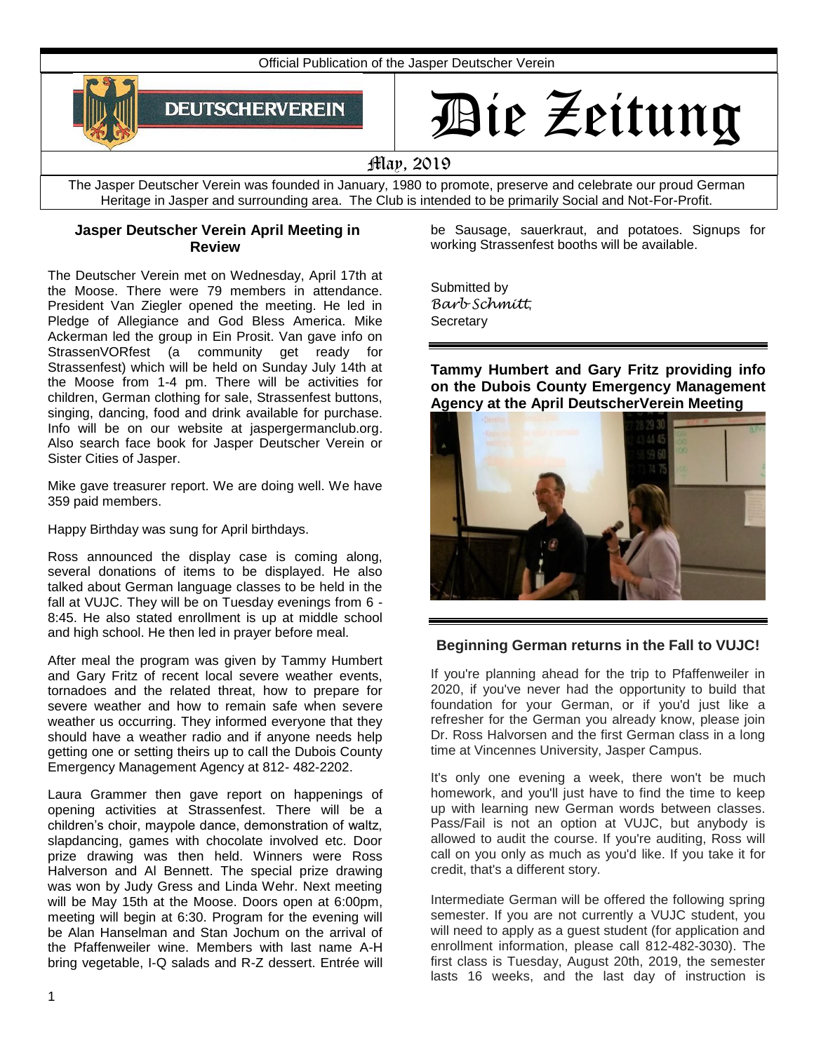Official Publication of the Jasper Deutscher Verein

DEUTSCHERVEREIN

# Die Zeitung

May, 2019

The Jasper Deutscher Verein was founded in January, 1980 to promote, preserve and celebrate our proud German Heritage in Jasper and surrounding area. The Club is intended to be primarily Social and Not-For-Profit.

## Jasper Deutscher Verein April Meeting in Review

The Deutscher Verein met on Wednesday, April 17th at the Moose. There were 79 members in attendance. President Van Ziegler opened the meeting. He led in Pledge of Allegiance and God Bless America. Mike Ackerman led the group in Ein Prosit. Van gave info on StrassenVORfest (a community get ready for Strassenfest) which will be held on Sunday July 14th at the Moose from 1-4 pm. There will be activities for children, German clothing for sale, Strassenfest buttons, singing, dancing, food and drink available for purchase. Info will be on our website at jaspergermanclub.org. Also search face book for Jasper Deutscher Verein or Sister Cities of Jasper.

Mike gave treasurer report. We are doing well. We have 359 paid members.

Happy Birthday was sung for April birthdays.

Ross announced the display case is coming along, several donations of items to be displayed. He also talked about German language classes to be held in the fall at VUJC. They will be on Tuesday evenings from 6 - 8:45. He also stated enrollment is up at middle school and high school. He then led in prayer before meal.

After meal the program was given by Tammy Humbert and Gary Fritz of recent local severe weather events, tornadoes and the related threat, how to prepare for severe weather and how to remain safe when severe weather us occurring. They informed everyone that they should have a weather radio and if anyone needs help getting one or setting theirs up to call the Dubois County Emergency Management Agency at 812- 482-2202.

Laura Grammer then gave report on happenings of opening activities at Strassenfest. There will be a children's choir, maypole dance, demonstration of waltz, slapdancing, games with chocolate involved etc. Door prize drawing was then held. Winners were Ross Halverson and Al Bennett. The special prize drawing was won by Judy Gress and Linda Wehr. Next meeting will be May 15th at the Moose. Doors open at 6:00pm, meeting will begin at 6:30. Program for the evening will be Alan Hanselman and Stan Jochum on the arrival of the Pfaffenweiler wine. Members with last name A-H bring vegetable, I-Q salads and R-Z dessert. Entrée will be Sausage, sauerkraut, and potatoes. Signups for working Strassenfest booths will be available.

Submitted by
*Barb Schmitt*,
Secretary

**Tammy Humbert and Gary Fritz providing info on the Dubois County Emergency Management Agency at the April DeutscherVerein Meeting**

## Beginning German returns in the Fall to VUJC!

If you're planning ahead for the trip to Pfaffenweiler in 2020, if you've never had the opportunity to build that foundation for your German, or if you'd just like a refresher for the German you already know, please join Dr. Ross Halvorsen and the first German class in a long time at Vincennes University, Jasper Campus.

It's only one evening a week, there won't be much homework, and you'll just have to find the time to keep up with learning new German words between classes. Pass/Fail is not an option at VUJC, but anybody is allowed to audit the course. If you're auditing, Ross will call on you only as much as you'd like. If you take it for credit, that's a different story.

Intermediate German will be offered the following spring semester. If you are not currently a VUJC student, you will need to apply as a guest student (for application and enrollment information, please call 812-482-3030). The first class is Tuesday, August 20th, 2019, the semester lasts 16 weeks, and the last day of instruction is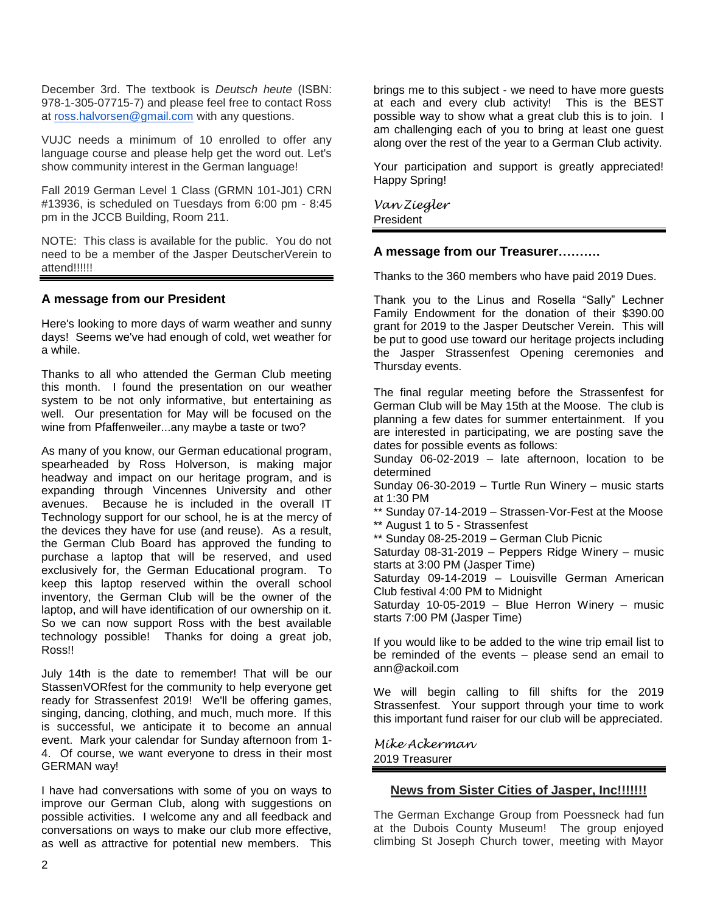December 3rd. The textbook is *Deutsch heute* (ISBN: 978-1-305-07715-7) and please feel free to contact Ross at ross.halvorsen@gmail.com with any questions.

VUJC needs a minimum of 10 enrolled to offer any language course and please help get the word out. Let's show community interest in the German language!

Fall 2019 German Level 1 Class (GRMN 101-J01) CRN #13936, is scheduled on Tuesdays from 6:00 pm - 8:45 pm in the JCCB Building, Room 211.

NOTE: This class is available for the public. You do not need to be a member of the Jasper DeutscherVerein to attend!!!!!!

### A message from our President

Here's looking to more days of warm weather and sunny days! Seems we've had enough of cold, wet weather for a while.

Thanks to all who attended the German Club meeting this month. I found the presentation on our weather system to be not only informative, but entertaining as well. Our presentation for May will be focused on the wine from Pfaffenweiler...any maybe a taste or two?

As many of you know, our German educational program, spearheaded by Ross Holverson, is making major headway and impact on our heritage program, and is expanding through Vincennes University and other avenues. Because he is included in the overall IT Technology support for our school, he is at the mercy of the devices they have for use (and reuse). As a result, the German Club Board has approved the funding to purchase a laptop that will be reserved, and used exclusively for, the German Educational program. To keep this laptop reserved within the overall school inventory, the German Club will be the owner of the laptop, and will have identification of our ownership on it. So we can now support Ross with the best available technology possible! Thanks for doing a great job, Ross!!

July 14th is the date to remember! That will be our StassenVORfest for the community to help everyone get ready for Strassenfest 2019! We'll be offering games, singing, dancing, clothing, and much, much more. If this is successful, we anticipate it to become an annual event. Mark your calendar for Sunday afternoon from 1-4. Of course, we want everyone to dress in their most GERMAN way!

I have had conversations with some of you on ways to improve our German Club, along with suggestions on possible activities. I welcome any and all feedback and conversations on ways to make our club more effective, as well as attractive for potential new members. This brings me to this subject - we need to have more guests at each and every club activity! This is the BEST possible way to show what a great club this is to join. I am challenging each of you to bring at least one guest along over the rest of the year to a German Club activity.

Your participation and support is greatly appreciated! Happy Spring!

*Van Ziegler*
President

### A message from our Treasurer……….

Thanks to the 360 members who have paid 2019 Dues.

Thank you to the Linus and Rosella "Sally" Lechner Family Endowment for the donation of their $390.00 grant for 2019 to the Jasper Deutscher Verein. This will be put to good use toward our heritage projects including the Jasper Strassenfest Opening ceremonies and Thursday events.

The final regular meeting before the Strassenfest for German Club will be May 15th at the Moose. The club is planning a few dates for summer entertainment. If you are interested in participating, we are posting save the dates for possible events as follows:
Sunday 06-02-2019 – late afternoon, location to be determined
Sunday 06-30-2019 – Turtle Run Winery – music starts at 1:30 PM
** Sunday 07-14-2019 – Strassen-Vor-Fest at the Moose
** August 1 to 5 - Strassenfest
** Sunday 08-25-2019 – German Club Picnic
Saturday 08-31-2019 – Peppers Ridge Winery – music starts at 3:00 PM (Jasper Time)
Saturday 09-14-2019 – Louisville German American Club festival 4:00 PM to Midnight
Saturday 10-05-2019 – Blue Herron Winery – music starts 7:00 PM (Jasper Time)

If you would like to be added to the wine trip email list to be reminded of the events – please send an email to ann@ackoil.com

We will begin calling to fill shifts for the 2019 Strassenfest. Your support through your time to work this important fund raiser for our club will be appreciated.

*Mike Ackerman*
2019 Treasurer

### News from Sister Cities of Jasper, Inc!!!!!!!

The German Exchange Group from Poessneck had fun at the Dubois County Museum! The group enjoyed climbing St Joseph Church tower, meeting with Mayor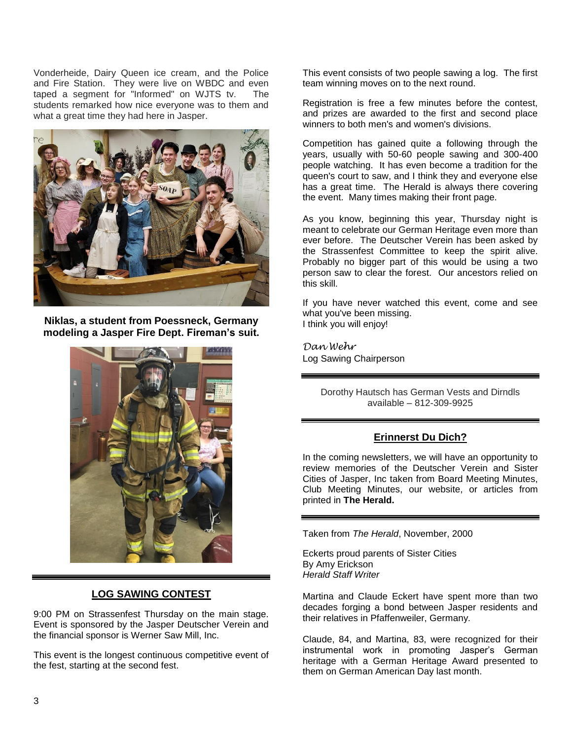Vonderheide, Dairy Queen ice cream, and the Police and Fire Station. They were live on WBDC and even taped a segment for "Informed" on WJTS tv. The students remarked how nice everyone was to them and what a great time they had here in Jasper.

**Niklas, a student from Poessneck, Germany modeling a Jasper Fire Dept. Fireman's suit.**

## LOG SAWING CONTEST

9:00 PM on Strassenfest Thursday on the main stage. Event is sponsored by the Jasper Deutscher Verein and the financial sponsor is Werner Saw Mill, Inc.

This event is the longest continuous competitive event of the fest, starting at the second fest.

This event consists of two people sawing a log. The first team winning moves on to the next round.

Registration is free a few minutes before the contest, and prizes are awarded to the first and second place winners to both men's and women's divisions.

Competition has gained quite a following through the years, usually with 50-60 people sawing and 300-400 people watching. It has even become a tradition for the queen's court to saw, and I think they and everyone else has a great time. The Herald is always there covering the event. Many times making their front page.

As you know, beginning this year, Thursday night is meant to celebrate our German Heritage even more than ever before. The Deutscher Verein has been asked by the Strassenfest Committee to keep the spirit alive. Probably no bigger part of this would be using a two person saw to clear the forest. Our ancestors relied on this skill.

If you have never watched this event, come and see what you've been missing.
I think you will enjoy!

*Dan Wehr*
Log Sawing Chairperson

---

Dorothy Hautsch has German Vests and Dirndls available – 812-309-9925

---

## Erinnerst Du Dich?

In the coming newsletters, we will have an opportunity to review memories of the Deutscher Verein and Sister Cities of Jasper, Inc taken from Board Meeting Minutes, Club Meeting Minutes, our website, or articles from printed in **The Herald.**

---

Taken from *The Herald*, November, 2000

Eckerts proud parents of Sister Cities
By Amy Erickson
*Herald Staff Writer*

Martina and Claude Eckert have spent more than two decades forging a bond between Jasper residents and their relatives in Pfaffenweiler, Germany.

Claude, 84, and Martina, 83, were recognized for their instrumental work in promoting Jasper's German heritage with a German Heritage Award presented to them on German American Day last month.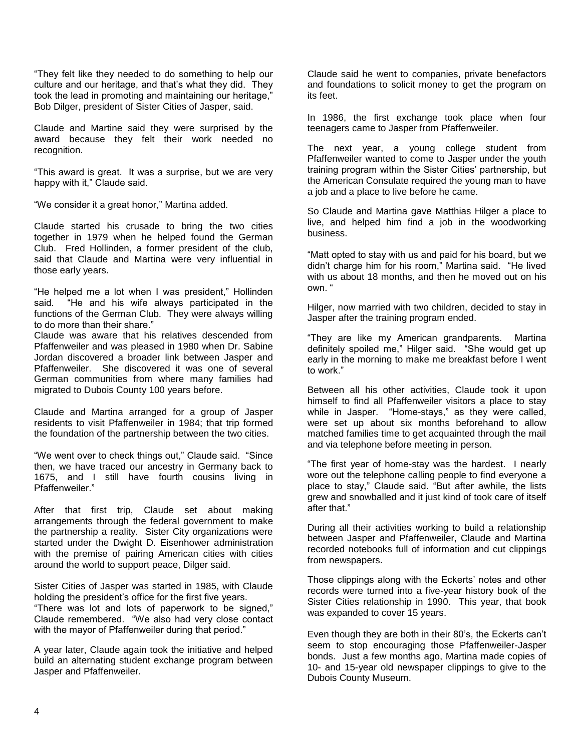"They felt like they needed to do something to help our culture and our heritage, and that's what they did. They took the lead in promoting and maintaining our heritage," Bob Dilger, president of Sister Cities of Jasper, said.

Claude and Martine said they were surprised by the award because they felt their work needed no recognition.

"This award is great. It was a surprise, but we are very happy with it," Claude said.

"We consider it a great honor," Martina added.

Claude started his crusade to bring the two cities together in 1979 when he helped found the German Club. Fred Hollinden, a former president of the club, said that Claude and Martina were very influential in those early years.

"He helped me a lot when I was president," Hollinden said. "He and his wife always participated in the functions of the German Club. They were always willing to do more than their share."

Claude was aware that his relatives descended from Pfaffenweiler and was pleased in 1980 when Dr. Sabine Jordan discovered a broader link between Jasper and Pfaffenweiler. She discovered it was one of several German communities from where many families had migrated to Dubois County 100 years before.

Claude and Martina arranged for a group of Jasper residents to visit Pfaffenweiler in 1984; that trip formed the foundation of the partnership between the two cities.

"We went over to check things out," Claude said. "Since then, we have traced our ancestry in Germany back to 1675, and I still have fourth cousins living in Pfaffenweiler."

After that first trip, Claude set about making arrangements through the federal government to make the partnership a reality. Sister City organizations were started under the Dwight D. Eisenhower administration with the premise of pairing American cities with cities around the world to support peace, Dilger said.

Sister Cities of Jasper was started in 1985, with Claude holding the president's office for the first five years.

"There was lot and lots of paperwork to be signed," Claude remembered. "We also had very close contact with the mayor of Pfaffenweiler during that period."

A year later, Claude again took the initiative and helped build an alternating student exchange program between Jasper and Pfaffenweiler.

Claude said he went to companies, private benefactors and foundations to solicit money to get the program on its feet.

In 1986, the first exchange took place when four teenagers came to Jasper from Pfaffenweiler.

The next year, a young college student from Pfaffenweiler wanted to come to Jasper under the youth training program within the Sister Cities' partnership, but the American Consulate required the young man to have a job and a place to live before he came.

So Claude and Martina gave Matthias Hilger a place to live, and helped him find a job in the woodworking business.

"Matt opted to stay with us and paid for his board, but we didn't charge him for his room," Martina said. "He lived with us about 18 months, and then he moved out on his own. "

Hilger, now married with two children, decided to stay in Jasper after the training program ended.

"They are like my American grandparents. Martina definitely spoiled me," Hilger said. "She would get up early in the morning to make me breakfast before I went to work."

Between all his other activities, Claude took it upon himself to find all Pfaffenweiler visitors a place to stay while in Jasper. "Home-stays," as they were called, were set up about six months beforehand to allow matched families time to get acquainted through the mail and via telephone before meeting in person.

"The first year of home-stay was the hardest. I nearly wore out the telephone calling people to find everyone a place to stay," Claude said. "But after awhile, the lists grew and snowballed and it just kind of took care of itself after that."

During all their activities working to build a relationship between Jasper and Pfaffenweiler, Claude and Martina recorded notebooks full of information and cut clippings from newspapers.

Those clippings along with the Eckerts' notes and other records were turned into a five-year history book of the Sister Cities relationship in 1990. This year, that book was expanded to cover 15 years.

Even though they are both in their 80's, the Eckerts can't seem to stop encouraging those Pfaffenweiler-Jasper bonds. Just a few months ago, Martina made copies of 10- and 15-year old newspaper clippings to give to the Dubois County Museum.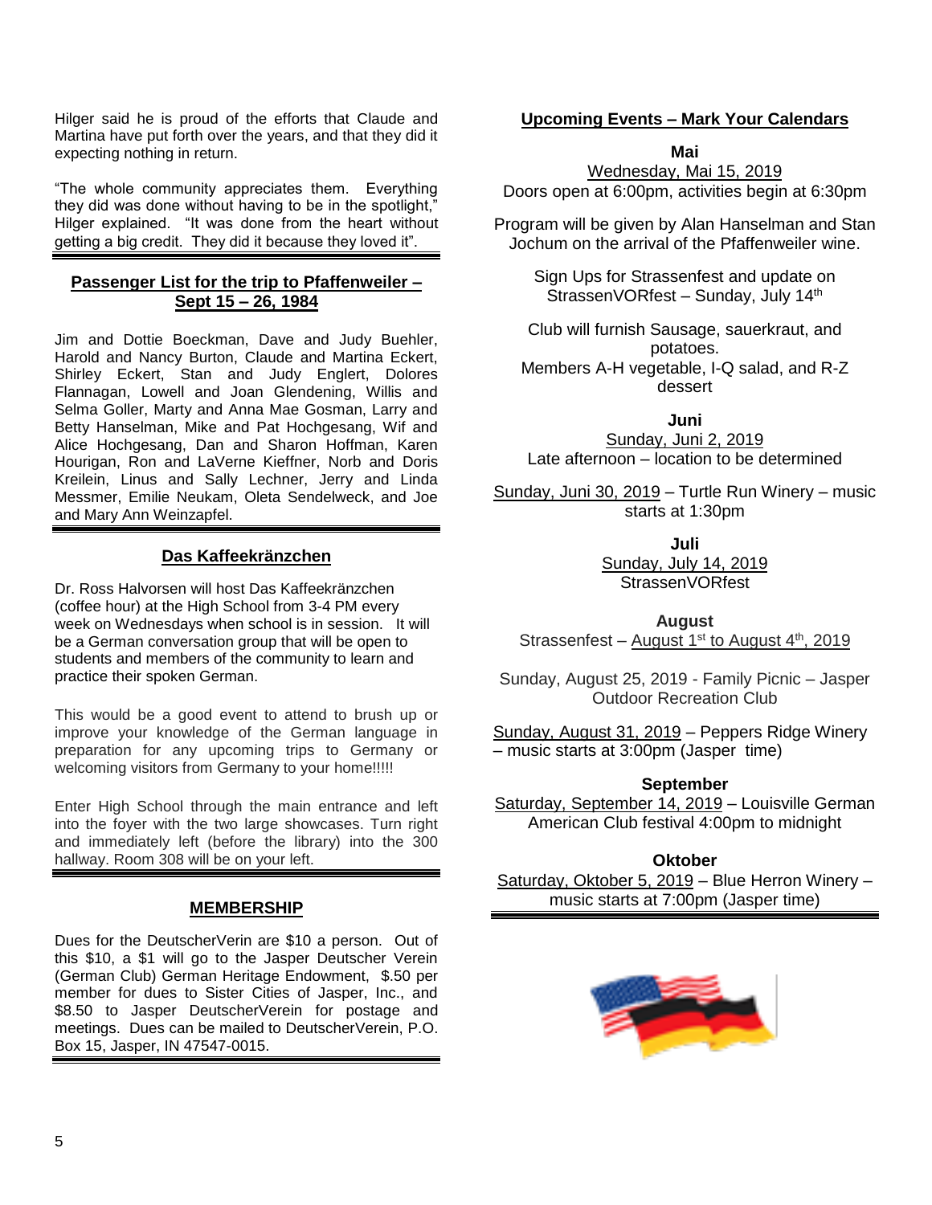Hilger said he is proud of the efforts that Claude and Martina have put forth over the years, and that they did it expecting nothing in return.

"The whole community appreciates them. Everything they did was done without having to be in the spotlight," Hilger explained. "It was done from the heart without getting a big credit. They did it because they loved it".

## Passenger List for the trip to Pfaffenweiler – Sept 15 – 26, 1984

Jim and Dottie Boeckman, Dave and Judy Buehler, Harold and Nancy Burton, Claude and Martina Eckert, Shirley Eckert, Stan and Judy Englert, Dolores Flannagan, Lowell and Joan Glendening, Willis and Selma Goller, Marty and Anna Mae Gosman, Larry and Betty Hanselman, Mike and Pat Hochgesang, Wif and Alice Hochgesang, Dan and Sharon Hoffman, Karen Hourigan, Ron and LaVerne Kieffner, Norb and Doris Kreilein, Linus and Sally Lechner, Jerry and Linda Messmer, Emilie Neukam, Oleta Sendelweck, and Joe and Mary Ann Weinzapfel.

## Das Kaffeekränzchen

Dr. Ross Halvorsen will host Das Kaffeekränzchen (coffee hour) at the High School from 3-4 PM every week on Wednesdays when school is in session. It will be a German conversation group that will be open to students and members of the community to learn and practice their spoken German.

This would be a good event to attend to brush up or improve your knowledge of the German language in preparation for any upcoming trips to Germany or welcoming visitors from Germany to your home!!!!!

Enter High School through the main entrance and left into the foyer with the two large showcases. Turn right and immediately left (before the library) into the 300 hallway. Room 308 will be on your left.

## MEMBERSHIP

Dues for the DeutscherVerin are $10 a person. Out of this $10, a $1 will go to the Jasper Deutscher Verein (German Club) German Heritage Endowment, $.50 per member for dues to Sister Cities of Jasper, Inc., and $8.50 to Jasper DeutscherVerein for postage and meetings. Dues can be mailed to DeutscherVerein, P.O. Box 15, Jasper, IN 47547-0015.

## Upcoming Events – Mark Your Calendars

**Mai**

Wednesday, Mai 15, 2019
Doors open at 6:00pm, activities begin at 6:30pm

Program will be given by Alan Hanselman and Stan Jochum on the arrival of the Pfaffenweiler wine.

Sign Ups for Strassenfest and update on StrassenVORfest – Sunday, July 14th

Club will furnish Sausage, sauerkraut, and potatoes.
Members A-H vegetable, I-Q salad, and R-Z dessert

**Juni**

Sunday, Juni 2, 2019
Late afternoon – location to be determined

Sunday, Juni 30, 2019 – Turtle Run Winery – music starts at 1:30pm

**Juli**

Sunday, July 14, 2019
StrassenVORfest

**August**

Strassenfest – August 1st to August 4th, 2019

Sunday, August 25, 2019 - Family Picnic – Jasper Outdoor Recreation Club

Sunday, August 31, 2019 – Peppers Ridge Winery – music starts at 3:00pm (Jasper time)

**September**

Saturday, September 14, 2019 – Louisville German American Club festival 4:00pm to midnight

**Oktober**

Saturday, Oktober 5, 2019 – Blue Herron Winery – music starts at 7:00pm (Jasper time)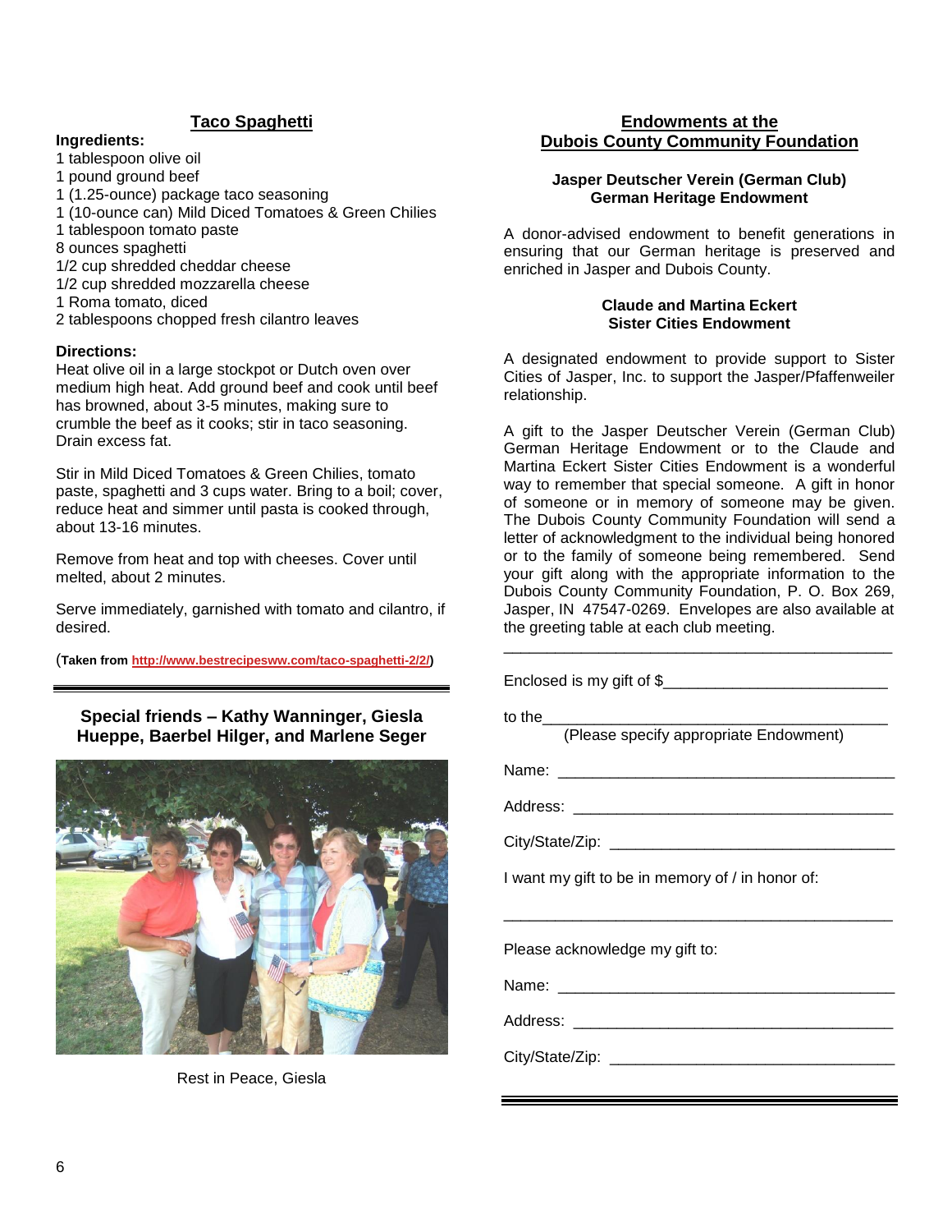## Taco Spaghetti

**Ingredients:**

1 tablespoon olive oil
1 pound ground beef
1 (1.25-ounce) package taco seasoning
1 (10-ounce can) Mild Diced Tomatoes & Green Chilies
1 tablespoon tomato paste
8 ounces spaghetti
1/2 cup shredded cheddar cheese
1/2 cup shredded mozzarella cheese
1 Roma tomato, diced
2 tablespoons chopped fresh cilantro leaves

**Directions:**

Heat olive oil in a large stockpot or Dutch oven over medium high heat. Add ground beef and cook until beef has browned, about 3-5 minutes, making sure to crumble the beef as it cooks; stir in taco seasoning. Drain excess fat.

Stir in Mild Diced Tomatoes & Green Chilies, tomato paste, spaghetti and 3 cups water. Bring to a boil; cover, reduce heat and simmer until pasta is cooked through, about 13-16 minutes.

Remove from heat and top with cheeses. Cover until melted, about 2 minutes.

Serve immediately, garnished with tomato and cilantro, if desired.

(**Taken from http://www.bestrecipesww.com/taco-spaghetti-2/2/**)

---

### Special friends – Kathy Wanninger, Giesla Hueppe, Baerbel Hilger, and Marlene Seger

Rest in Peace, Giesla

---

## Endowments at the Dubois County Community Foundation

**Jasper Deutscher Verein (German Club)
German Heritage Endowment**

A donor-advised endowment to benefit generations in ensuring that our German heritage is preserved and enriched in Jasper and Dubois County.

**Claude and Martina Eckert
Sister Cities Endowment**

A designated endowment to provide support to Sister Cities of Jasper, Inc. to support the Jasper/Pfaffenweiler relationship.

A gift to the Jasper Deutscher Verein (German Club) German Heritage Endowment or to the Claude and Martina Eckert Sister Cities Endowment is a wonderful way to remember that special someone. A gift in honor of someone or in memory of someone may be given. The Dubois County Community Foundation will send a letter of acknowledgment to the individual being honored or to the family of someone being remembered. Send your gift along with the appropriate information to the Dubois County Community Foundation, P. O. Box 269, Jasper, IN 47547-0269. Envelopes are also available at the greeting table at each club meeting.

---

Enclosed is my gift of $__________________________

to the________________________________________
(Please specify appropriate Endowment)

Name: ________________________________________

Address: ______________________________________

City/State/Zip: _________________________________

I want my gift to be in memory of / in honor of:

______________________________________________

Please acknowledge my gift to:

Name: ________________________________________

Address: ______________________________________

City/State/Zip: _________________________________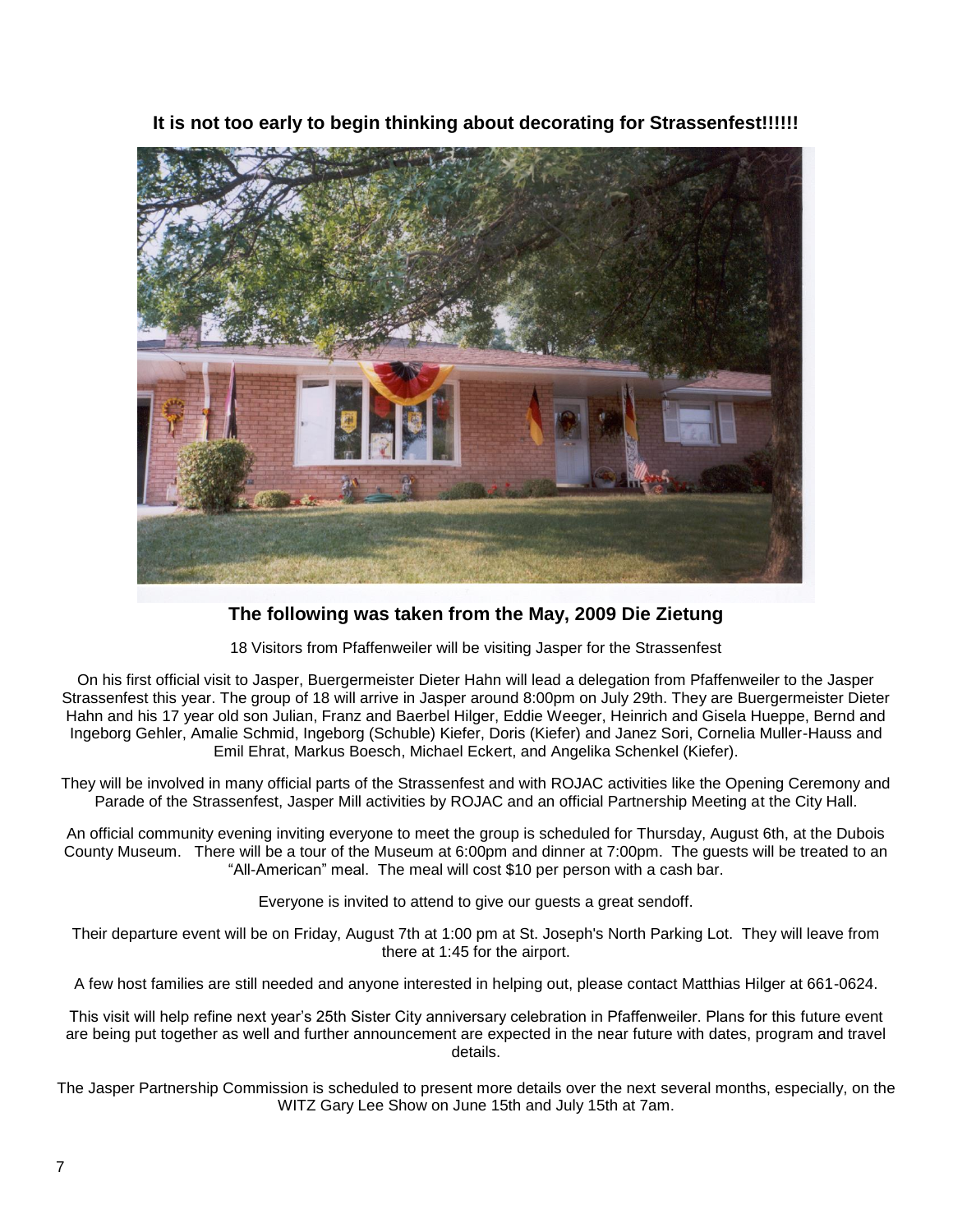**It is not too early to begin thinking about decorating for Strassenfest!!!!!!**

## The following was taken from the May, 2009 Die Zietung

18 Visitors from Pfaffenweiler will be visiting Jasper for the Strassenfest

On his first official visit to Jasper, Buergermeister Dieter Hahn will lead a delegation from Pfaffenweiler to the Jasper Strassenfest this year. The group of 18 will arrive in Jasper around 8:00pm on July 29th. They are Buergermeister Dieter Hahn and his 17 year old son Julian, Franz and Baerbel Hilger, Eddie Weeger, Heinrich and Gisela Hueppe, Bernd and Ingeborg Gehler, Amalie Schmid, Ingeborg (Schuble) Kiefer, Doris (Kiefer) and Janez Sori, Cornelia Muller-Hauss and Emil Ehrat, Markus Boesch, Michael Eckert, and Angelika Schenkel (Kiefer).

They will be involved in many official parts of the Strassenfest and with ROJAC activities like the Opening Ceremony and Parade of the Strassenfest, Jasper Mill activities by ROJAC and an official Partnership Meeting at the City Hall.

An official community evening inviting everyone to meet the group is scheduled for Thursday, August 6th, at the Dubois County Museum. There will be a tour of the Museum at 6:00pm and dinner at 7:00pm. The guests will be treated to an "All-American" meal. The meal will cost $10 per person with a cash bar.

Everyone is invited to attend to give our guests a great sendoff.

Their departure event will be on Friday, August 7th at 1:00 pm at St. Joseph's North Parking Lot. They will leave from there at 1:45 for the airport.

A few host families are still needed and anyone interested in helping out, please contact Matthias Hilger at 661-0624.

This visit will help refine next year's 25th Sister City anniversary celebration in Pfaffenweiler. Plans for this future event are being put together as well and further announcement are expected in the near future with dates, program and travel details.

The Jasper Partnership Commission is scheduled to present more details over the next several months, especially, on the WITZ Gary Lee Show on June 15th and July 15th at 7am.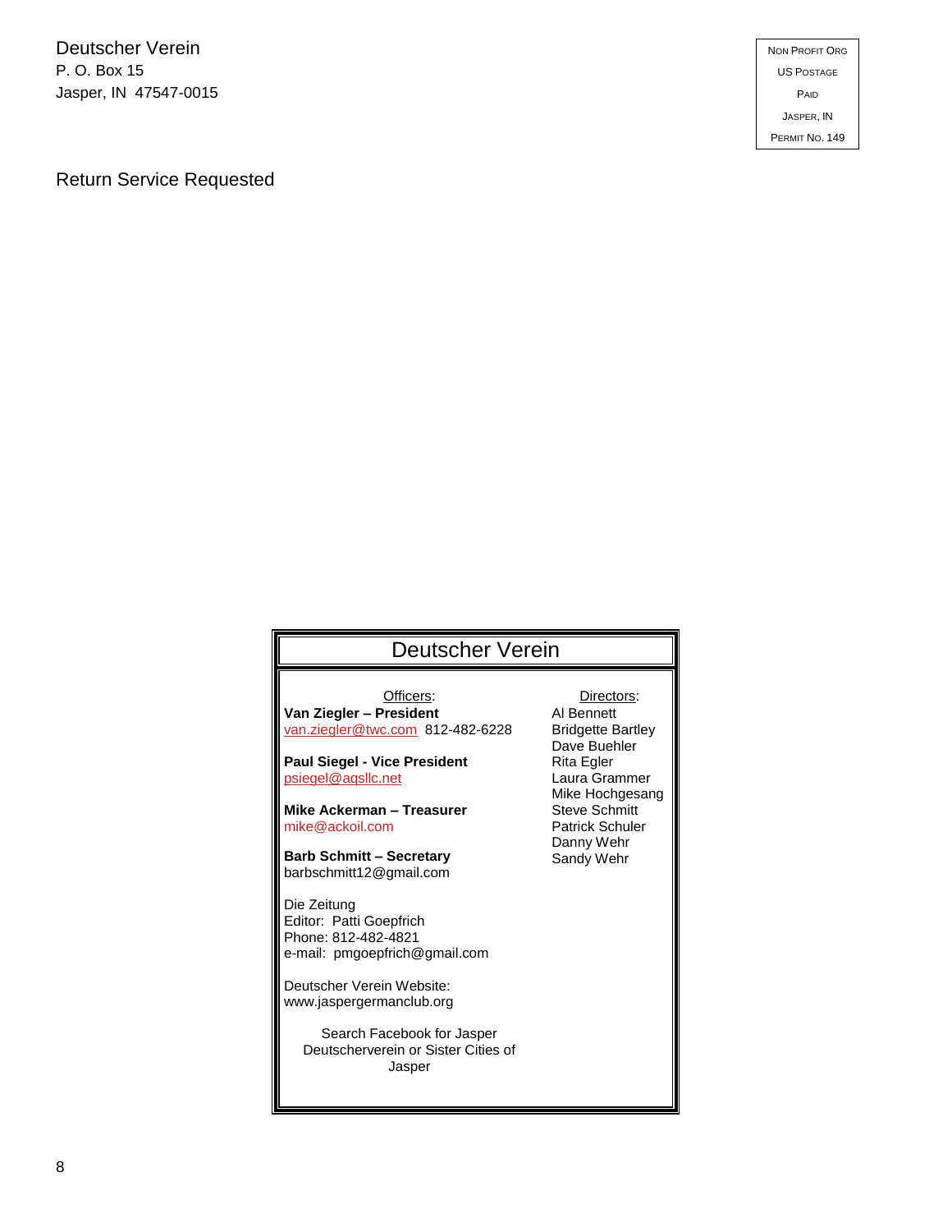Deutscher Verein
P. O. Box 15
Jasper, IN  47547-0015

NON PROFIT ORG
US POSTAGE
PAID
JASPER, IN
PERMIT NO. 149

Return Service Requested

## Deutscher Verein

Officers:

**Van Ziegler – President**
van.ziegler@twc.com  812-482-6228

**Paul Siegel - Vice President**
psiegel@aqsllc.net

**Mike Ackerman – Treasurer**
mike@ackoil.com

**Barb Schmitt – Secretary**
barbschmitt12@gmail.com

Die Zeitung
Editor:  Patti Goepfrich
Phone: 812-482-4821
e-mail:  pmgoepfrich@gmail.com

Deutscher Verein Website:
www.jaspergermanclub.org

Search Facebook for Jasper Deutscherverein or Sister Cities of Jasper

Directors:

Al Bennett
Bridgette Bartley
Dave Buehler
Rita Egler
Laura Grammer
Mike Hochgesang
Steve Schmitt
Patrick Schuler
Danny Wehr
Sandy Wehr